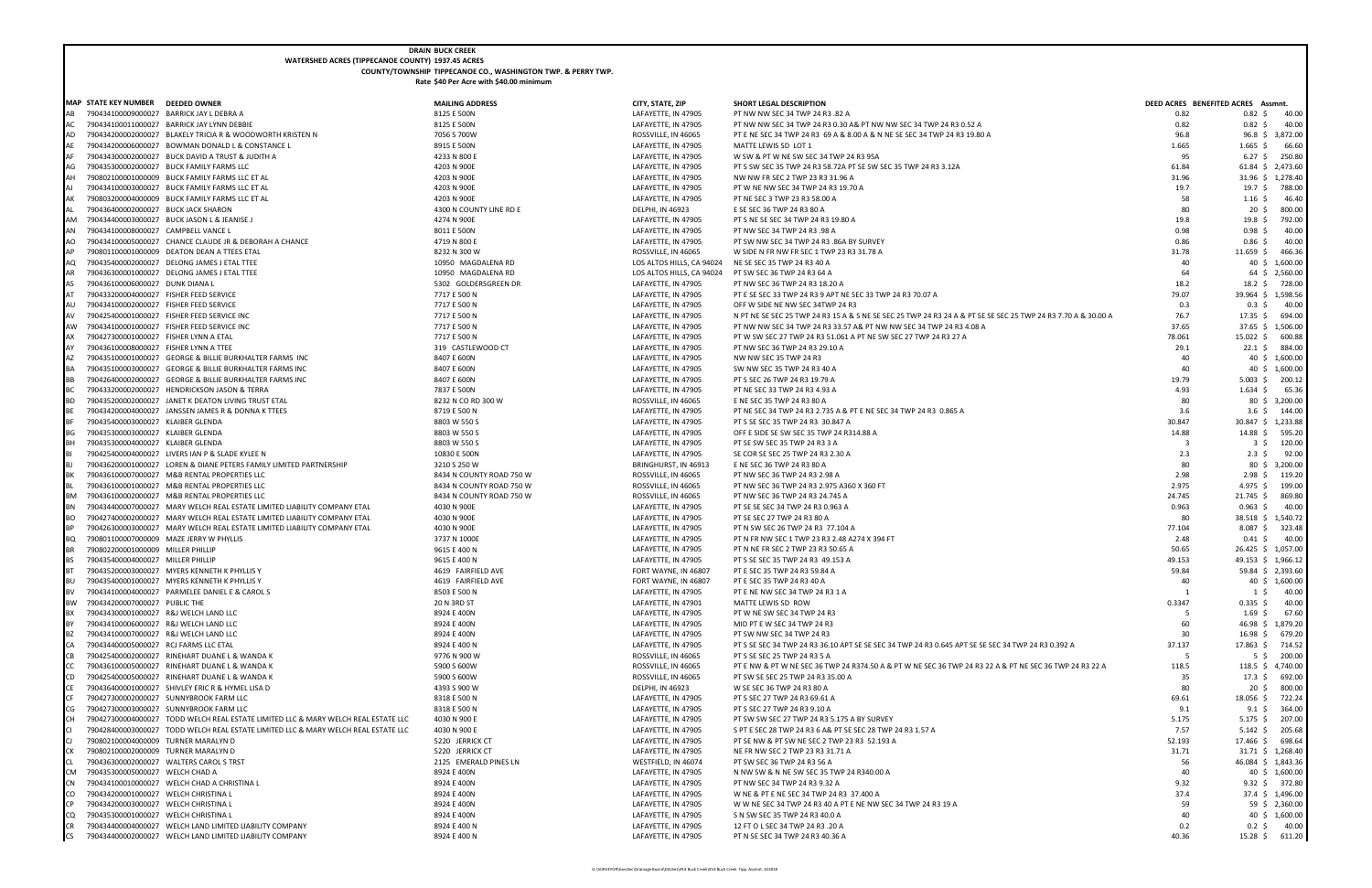**DRAIN BUCK CREEK**
**WATERSHED ACRES (TIPPECANOE COUNTY) 1937.45 ACRES**
**COUNTY/TOWNSHIP TIPPECANOE CO., WASHINGTON TWP. & PERRY TWP.**
**Rate $40 Per Acre with $40.00 minimum**

| MAP | STATE KEY NUMBER | DEEDED OWNER | MAILING ADDRESS | CITY, STATE, ZIP | SHORT LEGAL DESCRIPTION | DEED ACRES | BENEFITED ACRES | Assmnt. |
|---|---|---|---|---|---|---|---|---|
| AB | 790434100009000027 | BARRICK JAY L DEBRA A | 8125 E 500N | LAFAYETTE, IN 47905 | PT NW NW SEC 34 TWP 24 R3 .82 A | 0.82 | 0.82 | $ 40.00 |
| AC | 790434100011000027 | BARRICK JAY LYNN DEBBIE | 8125 E 500N | LAFAYETTE, IN 47905 | PT NW NW SEC 34 TWP 24 R3 0.30 A& PT NW NW SEC 34 TWP 24 R3 0.52 A | 0.82 | 0.82 | $ 40.00 |
| AD | 790434200002000027 | BLAKELY TRICIA R & WOODWORTH KRISTEN N | 7056 S 700W | ROSSVILLE, IN 46065 | PT E NE SEC 34 TWP 24 R3 69 A & 8.00 A & N NE SE SEC 34 TWP 24 R3 19.80 A | 96.8 | 96.8 | $ 3,872.00 |
| AE | 790434200006000027 | BOWMAN DONALD L & CONSTANCE L | 8915 E 500N | LAFAYETTE, IN 47905 | MATTE LEWIS SD LOT 1 | 1.665 | 1.665 | $ 66.60 |
| AF | 790434300002000027 | BUCK DAVID A TRUST & JUDITH A | 4233 N 800 E | LAFAYETTE, IN 47905 | W SW & PT W NE SW SEC 34 TWP 24 R3 95A | 95 | 6.27 | $ 250.80 |
| AG | 790435300002000027 | BUCK FAMILY FARMS LLC | 4203 N 900E | LAFAYETTE, IN 47905 | PT S SW SEC 35 TWP 24 R3 58.72A PT SE SW SEC 35 TWP 24 R3 3.12A | 61.84 | 61.84 | $ 2,473.60 |
| AH | 790802100001000009 | BUCK FAMILY FARMS LLC ET AL | 4203 N 900E | LAFAYETTE, IN 47905 | NW NW FR SEC 2 TWP 23 R3 31.96 A | 31.96 | 31.96 | $ 1,278.40 |
| AJ | 790434100003000027 | BUCK FAMILY FARMS LLC ET AL | 4203 N 900E | LAFAYETTE, IN 47905 | PT W NE NW SEC 34 TWP 24 R3 19.70 A | 19.7 | 19.7 | $ 788.00 |
| AK | 790803200004000009 | BUCK FAMILY FARMS LLC ET AL | 4203 N 900E | LAFAYETTE, IN 47905 | PT NE SEC 3 TWP 23 R3 58.00 A | 58 | 1.16 | $ 46.40 |
| AL | 790436400002000027 | BUCK JACK SHARON | 4300 N COUNTY LINE RD E | DELPHI, IN 46923 | E SE SEC 36 TWP 24 R3 80 A | 80 | 20 | $ 800.00 |
| AM | 790434400003000027 | BUCK JASON L & JEANISE J | 4274 N 900E | LAFAYETTE, IN 47905 | PT S NE SE SEC 34 TWP 24 R3 19.80 A | 19.8 | 19.8 | $ 792.00 |
| AN | 790434100008000027 | CAMPBELL VANCE L | 8011 E 500N | LAFAYETTE, IN 47905 | PT NW SEC 34 TWP 24 R3 .98 A | 0.98 | 0.98 | $ 40.00 |
| AO | 790434100005000027 | CHANCE CLAUDE JR & DEBORAH A CHANCE | 4719 N 800 E | LAFAYETTE, IN 47905 | PT SW NW SEC 34 TWP 24 R3 .86A BY SURVEY | 0.86 | 0.86 | $ 40.00 |
| AP | 790801100001000009 | DEATON DEAN A TTEES ETAL | 8232 N 300 W | ROSSVILLE, IN 46065 | W SIDE N FR NW FR SEC 1 TWP 23 R3 31.78 A | 31.78 | 11.659 | $ 466.36 |
| AQ | 790435400002000027 | DELONG JAMES J ETAL TTEE | 10950 MAGDALENA RD | LOS ALTOS HILLS, CA 94024 | NE SE SEC 35 TWP 24 R3 40 A | 40 | 40 | $ 1,600.00 |
| AR | 790436300001000027 | DELONG JAMES J ETAL TTEE | 10950 MAGDALENA RD | LOS ALTOS HILLS, CA 94024 | PT SW SEC 36 TWP 24 R3 64 A | 64 | 64 | $ 2,560.00 |
| AS | 790436100006000027 | DUNK DIANA L | 5302 GOLDERSGREEN DR | LAFAYETTE, IN 47905 | PT NW SEC 36 TWP 24 R3 18.20 A | 18.2 | 18.2 | $ 728.00 |
| AT | 790433200004000027 | FISHER FEED SERVICE | 7717 E 500 N | LAFAYETTE, IN 47905 | PT E SE SEC 33 TWP 24 R3 9 APT NE SEC 33 TWP 24 R3 70.07 A | 79.07 | 39.964 | $ 1,598.56 |
| AU | 790434100002000027 | FISHER FEED SERVICE | 7717 E 500 N | LAFAYETTE, IN 47905 | OFF W SIDE NE NW SEC 34TWP 24 R3 | 0.3 | 0.3 | $ 40.00 |
| AV | 790425400001000027 | FISHER FEED SERVICE INC | 7717 E 500 N | LAFAYETTE, IN 47905 | N PT NE SE SEC 25 TWP 24 R3 15 A & S NE SE SEC 25 TWP 24 R3 24 A & PT SE SE SEC 25 TWP 24 R3 7.70 A & 30.00 A | 76.7 | 17.35 | $ 694.00 |
| AW | 790434100001000027 | FISHER FEED SERVICE INC | 7717 E 500 N | LAFAYETTE, IN 47905 | PT NW NW SEC 34 TWP 24 R3 33.57 A& PT NW NW SEC 34 TWP 24 R3 4.08 A | 37.65 | 37.65 | $ 1,506.00 |
| AX | 790427300001000027 | FISHER LYNN A ETAL | 7717 E 500 N | LAFAYETTE, IN 47905 | PT W SW SEC 27 TWP 24 R3 51.061 A PT NE SW SEC 27 TWP 24 R3 27 A | 78.061 | 15.022 | $ 600.88 |
| AY | 790436100008000027 | FISHER LYNN A TTEE | 319 CASTLEWOOD CT | LAFAYETTE, IN 47905 | PT NW SEC 36 TWP 24 R3 29.10 A | 29.1 | 22.1 | $ 884.00 |
| AZ | 790435100001000027 | GEORGE & BILLIE BURKHALTER FARMS INC | 8407 E 600N | LAFAYETTE, IN 47905 | NW NW SEC 35 TWP 24 R3 | 40 | 40 | $ 1,600.00 |
| BA | 790435100003000027 | GEORGE & BILLIE BURKHALTER FARMS INC | 8407 E 600N | LAFAYETTE, IN 47905 | SW NW SEC 35 TWP 24 R3 40 A | 40 | 40 | $ 1,600.00 |
| BB | 790426400002000027 | GEORGE & BILLIE BURKHALTER FARMS INC | 8407 E 600N | LAFAYETTE, IN 47905 | PT S SEC 26 TWP 24 R3 19.79 A | 19.79 | 5.003 | $ 200.12 |
| BC | 790433200002000027 | HENDRICKSON JASON & TERRA | 7837 E 500N | LAFAYETTE, IN 47905 | PT NE SEC 33 TWP 24 R3 4.93 A | 4.93 | 1.634 | $ 65.36 |
| BD | 790435200002000027 | JANET K DEATON LIVING TRUST ETAL | 8232 N CO RD 300 W | ROSSVILLE, IN 46065 | E NE SEC 35 TWP 24 R3 80 A | 80 | 80 | $ 3,200.00 |
| BE | 790434200002000027 | JANSSEN JAMES R & DONNA K TTEES | 8719 E 500 N | LAFAYETTE, IN 47905 | PT NE SEC 34 TWP 24 R3 2.735 A & PT E NE SEC 34 TWP 24 R3 0.865 A | 3.6 | 3.6 | $ 144.00 |
| BF | 790435400003000027 | KLAIBER GLENDA | 8803 W 550 S | LAFAYETTE, IN 47905 | PT S SE SEC 35 TWP 24 R3 30.847 A | 30.847 | 30.847 | $ 1,233.88 |
| BG | 790435300003000027 | KLAIBER GLENDA | 8803 W 550 S | LAFAYETTE, IN 47905 | OFF E SIDE SE SW SEC 35 TWP 24 R314.88 A | 14.88 | 14.88 | $ 595.20 |
| BH | 790435300001000027 | KLAIBER GLENDA | 8803 W 550 S | LAFAYETTE, IN 47905 | PT SE SW SEC 35 TWP 24 R3 3 A | 3 | 3 | $ 120.00 |
| BI | 790425400004000027 | LIVERS IAN P & SLADE KYLEE N | 10830 E 500N | LAFAYETTE, IN 47905 | SE COR SE SEC 25 TWP 24 R3 2.30 A | 2.3 | 2.3 | $ 92.00 |
| BJ | 790436200001000027 | LOREN & DIANE PETERS FAMILY LIMITED PARTNERSHIP | 3210 S 250 W | BRINGHURST, IN 46913 | E NE SEC 36 TWP 24 R3 80 A | 80 | 80 | $ 3,200.00 |
| BK | 790436100007000027 | M&B RENTAL PROPERTIES LLC | 8434 N COUNTY ROAD 750 W | ROSSVILLE, IN 46065 | PT NW SEC 36 TWP 24 R3 2.98 A | 2.98 | 2.98 | $ 119.20 |
| BL | 790436100005000027 | M&B RENTAL PROPERTIES LLC | 8434 N COUNTY ROAD 750 W | ROSSVILLE, IN 46065 | PT NW SEC 36 TWP 24 R3 2.975 A360 X 360 FT | 2.975 | 4.975 | $ 199.00 |
| BM | 790436100002000027 | M&B RENTAL PROPERTIES LLC | 8434 N COUNTY ROAD 750 W | ROSSVILLE, IN 46065 | PT NW SEC 36 TWP 24 R3 24.745 A | 24.745 | 21.745 | $ 869.80 |
| BN | 790434400007000027 | MARY WELCH REAL ESTATE LIMITED LIABILITY COMPANY ETAL | 4030 N 900E | LAFAYETTE, IN 47905 | PT SE SE SEC 34 TWP 24 R3 0.963 A | 0.963 | 0.963 | $ 40.00 |
| BO | 790427400002000027 | MARY WELCH REAL ESTATE LIMITED LIABILITY COMPANY ETAL | 4030 N 900E | LAFAYETTE, IN 47905 | PT SE SEC 27 TWP 24 R3 80 A | 80 | 38.518 | $ 1,540.72 |
| BP | 790426300003000027 | MARY WELCH REAL ESTATE LIMITED LIABILITY COMPANY ETAL | 4030 N 900E | LAFAYETTE, IN 47905 | PT N SW SEC 26 TWP 24 R3 77.104 A | 77.104 | 8.087 | $ 323.48 |
| BQ | 790801100007000009 | MAZE JERRY W PHYLLIS | 3737 N 1000E | LAFAYETTE, IN 47905 | PT N FR NW SEC 1 TWP 23 R3 2.48 A274 X 394 FT | 2.48 | 0.41 | $ 40.00 |
| BR | 790802200001000009 | MILLER PHILLIP | 9615 E 400 N | LAFAYETTE, IN 47905 | PT N NE FR SEC 2 TWP 23 R3 50.65 A | 50.65 | 26.425 | $ 1,057.00 |
| BS | 790435400004000027 | MILLER PHILLIP | 9615 E 400 N | LAFAYETTE, IN 47905 | PT S SE SEC 35 TWP 24 R3 49.153 A | 49.153 | 49.153 | $ 1,966.12 |
| BT | 790435200003000027 | MYERS KENNETH K PHYLLIS Y | 4619 FAIRFIELD AVE | FORT WAYNE, IN 46807 | PT E SEC 35 TWP 24 R3 59.84 A | 59.84 | 59.84 | $ 2,393.60 |
| BU | 790435400001000027 | MYERS KENNETH K PHYLLIS Y | 4619 FAIRFIELD AVE | FORT WAYNE, IN 46807 | PT E SEC 35 TWP 24 R3 40 A | 40 | 40 | $ 1,600.00 |
| BV | 790434100004000027 | PARMELEE DANIEL E & CAROL S | 8503 E 500 N | LAFAYETTE, IN 47905 | PT E NE NW SEC 34 TWP 24 R3 1 A | 1 | 1 | $ 40.00 |
| BW | 790434200007000027 | PUBLIC THE | 20 N 3RD ST | LAFAYETTE, IN 47901 | MATTE LEWIS SD ROW | 0.3347 | 0.335 | $ 40.00 |
| BX | 790434300001000027 | R&J WELCH LAND LLC | 8924 E 400N | LAFAYETTE, IN 47905 | PT W NE SW SEC 34 TWP 24 R3 | 5 | 1.69 | $ 67.60 |
| BY | 790434100006000027 | R&J WELCH LAND LLC | 8924 E 400N | LAFAYETTE, IN 47905 | MID PT E W SEC 34 TWP 24 R3 | 60 | 46.98 | $ 1,879.20 |
| BZ | 790434100007000027 | R&J WELCH LAND LLC | 8924 E 400N | LAFAYETTE, IN 47905 | PT SW NW SEC 34 TWP 24 R3 | 30 | 16.98 | $ 679.20 |
| CA | 790434400005000027 | RCJ FARMS LLC ETAL | 8924 E 400 N | LAFAYETTE, IN 47905 | PT S SE SEC 34 TWP 24 R3 36.10 APT SE SE SEC 34 TWP 24 R3 0.645 APT SE SE SEC 34 TWP 24 R3 0.392 A | 37.137 | 17.863 | $ 714.52 |
| CB | 790425400002000027 | RINEHART DUANE L & WANDA K | 9776 N 900 W | ROSSVILLE, IN 46065 | PT S SE SEC 25 TWP 24 R3 5 A | 5 | 5 | $ 200.00 |
| CC | 790436100005000027 | RINEHART DUANE L & WANDA K | 5900 S 600W | ROSSVILLE, IN 46065 | PT E NW & PT W NE SEC 36 TWP 24 R374.50 A & PT W NE SEC 36 TWP 24 R3 22 A & PT NE SEC 36 TWP 24 R3 22 A | 118.5 | 118.5 | $ 4,740.00 |
| CD | 790425400003000027 | RINEHART DUANE L & WANDA K | 5900 S 600W | ROSSVILLE, IN 46065 | PT SW SE SEC 25 TWP 24 R3 35.00 A | 35 | 17.3 | $ 692.00 |
| CE | 790436400001000027 | SHIVLEY ERIC R & HYMEL LISA D | 4393 S 900 W | DELPHI, IN 46923 | W SE SEC 36 TWP 24 R3 80 A | 80 | 20 | $ 800.00 |
| CF | 790427300002000027 | SUNNYBROOK FARM LLC | 8318 E 500 N | LAFAYETTE, IN 47905 | PT S SEC 27 TWP 24 R3 69.61 A | 69.61 | 18.056 | $ 722.24 |
| CG | 790427300003000027 | SUNNYBROOK FARM LLC | 8318 E 500 N | LAFAYETTE, IN 47905 | PT S SEC 27 TWP 24 R3 9.10 A | 9.1 | 9.1 | $ 364.00 |
| CH | 790427300004000027 | TODD WELCH REAL ESTATE LIMITED LLC & MARY WELCH REAL ESTATE LLC | 4030 N 900 E | LAFAYETTE, IN 47905 | PT SW SW SEC 27 TWP 24 R3 5.175 A BY SURVEY | 5.175 | 5.175 | $ 207.00 |
| CI | 790428400003000027 | TODD WELCH REAL ESTATE LIMITED LLC & MARY WELCH REAL ESTATE LLC | 4030 N 900 E | LAFAYETTE, IN 47905 | S PT E SEC 28 TWP 24 R3 6 A& PT SE SEC 28 TWP 24 R3 1.57 A | 7.57 | 5.142 | $ 205.68 |
| CJ | 790802100002000009 | TURNER MARALYN D | 5220 JERRICK CT | LAFAYETTE, IN 47905 | PT SE NW & PT SW NE SEC 2 TWP 23 R3 52.193 A | 52.193 | 17.466 | $ 698.64 |
| CK | 790802100004000009 | TURNER MARALYN D | 5220 JERRICK CT | LAFAYETTE, IN 47905 | NE FR NW SEC 2 TWP 23 R3 31.71 A | 31.71 | 31.71 | $ 1,268.40 |
| CL | 790436300002000027 | WALTERS CAROL S TRST | 2125 EMERALD PINES LN | WESTFIELD, IN 46074 | PT SW SEC 36 TWP 24 R3 56 A | 56 | 46.084 | $ 1,843.36 |
| CM | 790435300005000027 | WELCH CHAD A | 8924 E 400N | LAFAYETTE, IN 47905 | N NW SW & N NE SW SEC 35 TWP 24 R340.00 A | 40 | 40 | $ 1,600.00 |
| CN | 790434100010000027 | WELCH CHAD A CHRISTINA L | 8924 E 400N | LAFAYETTE, IN 47905 | PT NW SEC 34 TWP 24 R3 9.32 A | 9.32 | 9.32 | $ 372.80 |
| CO | 790434200001000027 | WELCH CHRISTINA L | 8924 E 400N | LAFAYETTE, IN 47905 | W NE & PT E NE SEC 34 TWP 24 R3 37.400 A | 37.4 | 37.4 | $ 1,496.00 |
| CP | 790434200003000027 | WELCH CHRISTINA L | 8924 E 400N | LAFAYETTE, IN 47905 | W W NE SEC 34 TWP 24 R3 40 A PT E NE NW SEC 34 TWP 24 R3 19 A | 59 | 59 | $ 2,360.00 |
| CQ | 790435300001000027 | WELCH CHRISTINA L | 8924 E 400N | LAFAYETTE, IN 47905 | S N SW SEC 35 TWP 24 R3 40.0 A | 40 | 40 | $ 1,600.00 |
| CR | 790434400004000027 | WELCH LAND LIMITED LIABILITY COMPANY | 8924 E 400 N | LAFAYETTE, IN 47905 | 12 FT O L SEC 34 TWP 24 R3 .20 A | 0.2 | 0.2 | $ 40.00 |
| CS | 790434400002000027 | WELCH LAND LIMITED LIABILITY COMPANY | 8924 E 400 N | LAFAYETTE, IN 47905 | PT N SE SEC 34 TWP 24 R3 40.36 A | 40.36 | 15.28 | $ 611.20 |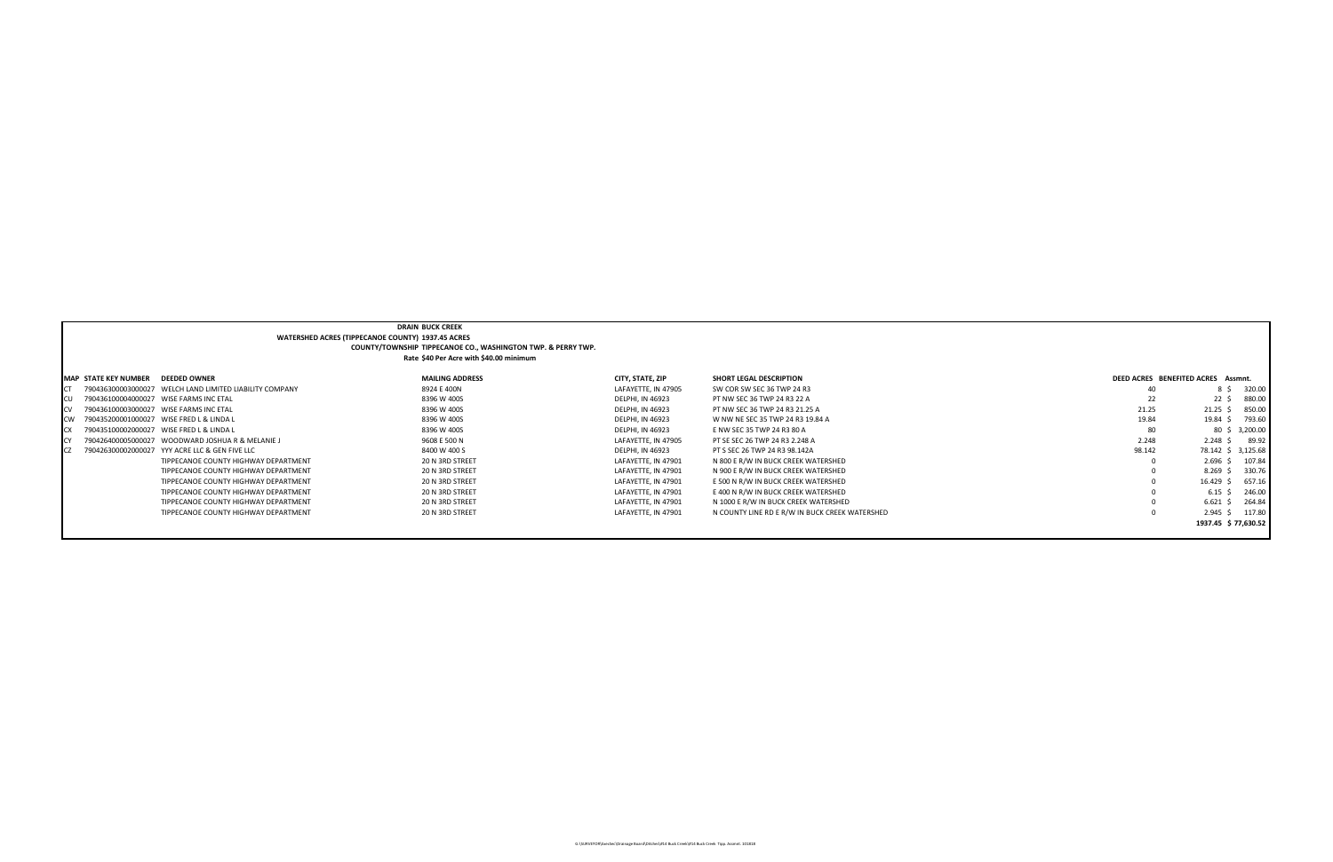**DRAIN BUCK CREEK**

**WATERSHED ACRES (TIPPECANOE COUNTY) 1937.45 ACRES**

**COUNTY/TOWNSHIP TIPPECANOE CO., WASHINGTON TWP. & PERRY TWP.**

**Rate $40 Per Acre with $40.00 minimum**

| MAP | STATE KEY NUMBER | DEEDED OWNER | MAILING ADDRESS | CITY, STATE, ZIP | SHORT LEGAL DESCRIPTION | DEED ACRES | BENEFITED ACRES | Assmnt. |
|---|---|---|---|---|---|---|---|---|
| CT | 790436300003000027 | WELCH LAND LIMITED LIABILITY COMPANY | 8924 E 400N | LAFAYETTE, IN 47905 | SW COR SW SEC 36 TWP 24 R3 | 40 | 8 | $ 320.00 |
| CU | 790436100004000027 | WISE FARMS INC ETAL | 8396 W 400S | DELPHI, IN 46923 | PT NW SEC 36 TWP 24 R3 22 A | 22 | 22 | $ 880.00 |
| CV | 790436100003000027 | WISE FARMS INC ETAL | 8396 W 400S | DELPHI, IN 46923 | PT NW SEC 36 TWP 24 R3 21.25 A | 21.25 | 21.25 | $ 850.00 |
| CW | 790435200001000027 | WISE FRED L & LINDA L | 8396 W 400S | DELPHI, IN 46923 | W NW NE SEC 35 TWP 24 R3 19.84 A | 19.84 | 19.84 | $ 793.60 |
| CX | 790435100002000027 | WISE FRED L & LINDA L | 8396 W 400S | DELPHI, IN 46923 | E NW SEC 35 TWP 24 R3 80 A | 80 | 80 | $ 3,200.00 |
| CY | 790426400005000027 | WOODWARD JOSHUA R & MELANIE J | 9608 E 500 N | LAFAYETTE, IN 47905 | PT SE SEC 26 TWP 24 R3 2.248 A | 2.248 | 2.248 | $ 89.92 |
| CZ | 790426300002000027 | YYY ACRE LLC & GEN FIVE LLC | 8400 W 400 S | DELPHI, IN 46923 | PT S SEC 26 TWP 24 R3 98.142A | 98.142 | 78.142 | $ 3,125.68 |
| | | TIPPECANOE COUNTY HIGHWAY DEPARTMENT | 20 N 3RD STREET | LAFAYETTE, IN 47901 | N 800 E R/W IN BUCK CREEK WATERSHED | 0 | 2.696 | $ 107.84 |
| | | TIPPECANOE COUNTY HIGHWAY DEPARTMENT | 20 N 3RD STREET | LAFAYETTE, IN 47901 | N 900 E R/W IN BUCK CREEK WATERSHED | 0 | 8.269 | $ 330.76 |
| | | TIPPECANOE COUNTY HIGHWAY DEPARTMENT | 20 N 3RD STREET | LAFAYETTE, IN 47901 | E 500 N R/W IN BUCK CREEK WATERSHED | 0 | 16.429 | $ 657.16 |
| | | TIPPECANOE COUNTY HIGHWAY DEPARTMENT | 20 N 3RD STREET | LAFAYETTE, IN 47901 | E 400 N R/W IN BUCK CREEK WATERSHED | 0 | 6.15 | $ 246.00 |
| | | TIPPECANOE COUNTY HIGHWAY DEPARTMENT | 20 N 3RD STREET | LAFAYETTE, IN 47901 | N 1000 E R/W IN BUCK CREEK WATERSHED | 0 | 6.621 | $ 264.84 |
| | | TIPPECANOE COUNTY HIGHWAY DEPARTMENT | 20 N 3RD STREET | LAFAYETTE, IN 47901 | N COUNTY LINE RD E R/W IN BUCK CREEK WATERSHED | 0 | 2.945 | $ 117.80 |
| | | | | | | | **1937.45** | **$ 77,630.52** |

G:\SURVEYOR\Sandee\Drainage Board\Ditches\#14 Buck Creek\#14 Buck Creek Tipp. Assmnt. 101818